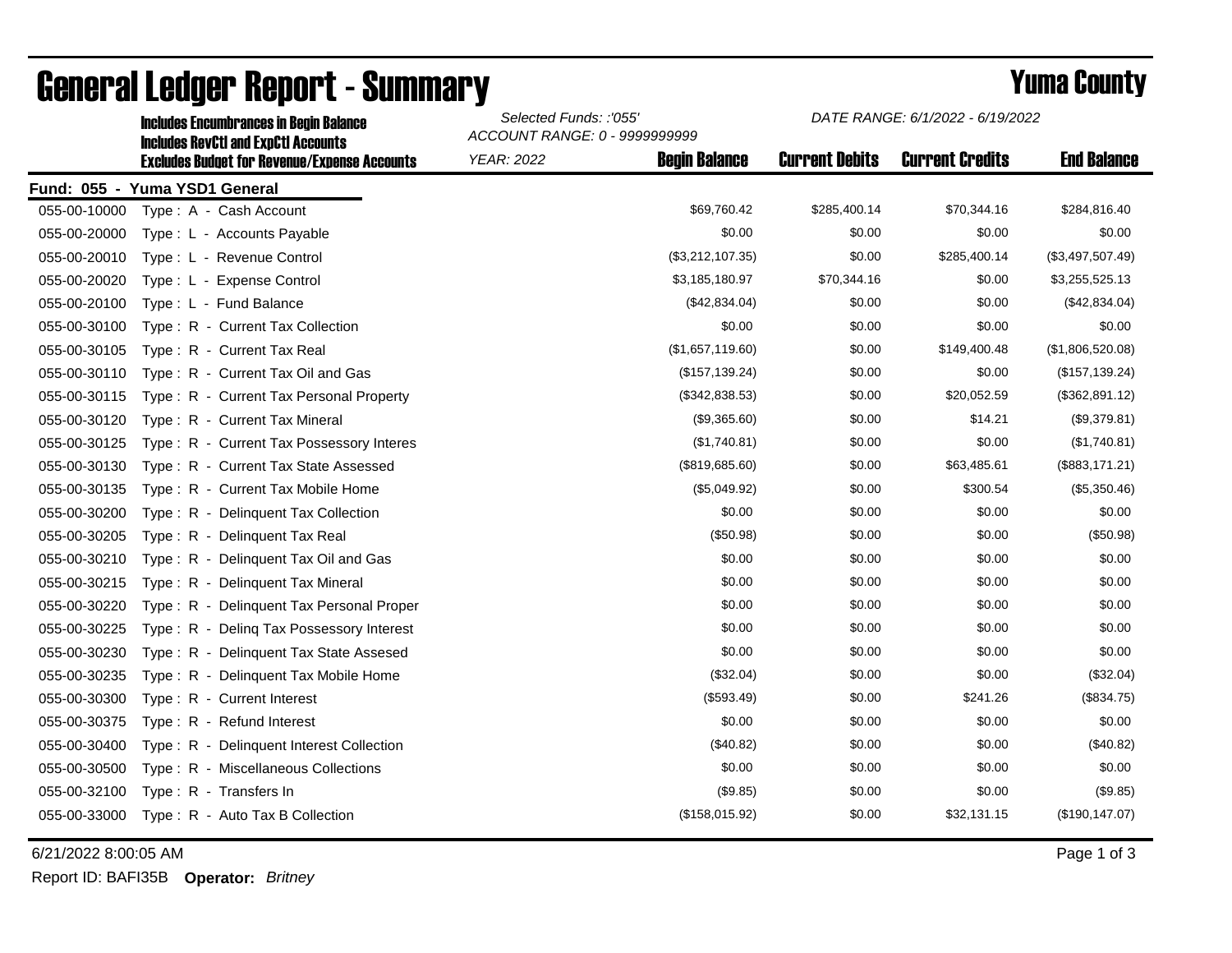# General Ledger Report - Summary

**Yuma County**

**Includes Encumbrances in Begin Balance**
**Includes RevCtl and ExpCtl Accounts**
**Excludes Budget for Revenue/Expense Accounts**

*Selected Funds: :'055'*
*ACCOUNT RANGE: 0 - 9999999999*
*YEAR: 2022*

*DATE RANGE: 6/1/2022 - 6/19/2022*

**Fund: 055 - Yuma YSD1 General**

| Account | Description | Begin Balance | Current Debits | Current Credits | End Balance |
|---|---|---|---|---|---|
| 055-00-10000 | Type : A - Cash Account | $69,760.42 | $285,400.14 | $70,344.16 | $284,816.40 |
| 055-00-20000 | Type : L - Accounts Payable | $0.00 | $0.00 | $0.00 | $0.00 |
| 055-00-20010 | Type : L - Revenue Control | ($3,212,107.35) | $0.00 | $285,400.14 | ($3,497,507.49) |
| 055-00-20020 | Type : L - Expense Control | $3,185,180.97 | $70,344.16 | $0.00 | $3,255,525.13 |
| 055-00-20100 | Type : L - Fund Balance | ($42,834.04) | $0.00 | $0.00 | ($42,834.04) |
| 055-00-30100 | Type : R - Current Tax Collection | $0.00 | $0.00 | $0.00 | $0.00 |
| 055-00-30105 | Type : R - Current Tax Real | ($1,657,119.60) | $0.00 | $149,400.48 | ($1,806,520.08) |
| 055-00-30110 | Type : R - Current Tax Oil and Gas | ($157,139.24) | $0.00 | $0.00 | ($157,139.24) |
| 055-00-30115 | Type : R - Current Tax Personal Property | ($342,838.53) | $0.00 | $20,052.59 | ($362,891.12) |
| 055-00-30120 | Type : R - Current Tax Mineral | ($9,365.60) | $0.00 | $14.21 | ($9,379.81) |
| 055-00-30125 | Type : R - Current Tax Possessory Interes | ($1,740.81) | $0.00 | $0.00 | ($1,740.81) |
| 055-00-30130 | Type : R - Current Tax State Assessed | ($819,685.60) | $0.00 | $63,485.61 | ($883,171.21) |
| 055-00-30135 | Type : R - Current Tax Mobile Home | ($5,049.92) | $0.00 | $300.54 | ($5,350.46) |
| 055-00-30200 | Type : R - Delinquent Tax Collection | $0.00 | $0.00 | $0.00 | $0.00 |
| 055-00-30205 | Type : R - Delinquent Tax Real | ($50.98) | $0.00 | $0.00 | ($50.98) |
| 055-00-30210 | Type : R - Delinquent Tax Oil and Gas | $0.00 | $0.00 | $0.00 | $0.00 |
| 055-00-30215 | Type : R - Delinquent Tax Mineral | $0.00 | $0.00 | $0.00 | $0.00 |
| 055-00-30220 | Type : R - Delinquent Tax Personal Proper | $0.00 | $0.00 | $0.00 | $0.00 |
| 055-00-30225 | Type : R - Delinq Tax Possessory Interest | $0.00 | $0.00 | $0.00 | $0.00 |
| 055-00-30230 | Type : R - Delinquent Tax State Assesed | $0.00 | $0.00 | $0.00 | $0.00 |
| 055-00-30235 | Type : R - Delinquent Tax Mobile Home | ($32.04) | $0.00 | $0.00 | ($32.04) |
| 055-00-30300 | Type : R - Current Interest | ($593.49) | $0.00 | $241.26 | ($834.75) |
| 055-00-30375 | Type : R - Refund Interest | $0.00 | $0.00 | $0.00 | $0.00 |
| 055-00-30400 | Type : R - Delinquent Interest Collection | ($40.82) | $0.00 | $0.00 | ($40.82) |
| 055-00-30500 | Type : R - Miscellaneous Collections | $0.00 | $0.00 | $0.00 | $0.00 |
| 055-00-32100 | Type : R - Transfers In | ($9.85) | $0.00 | $0.00 | ($9.85) |
| 055-00-33000 | Type : R - Auto Tax B Collection | ($158,015.92) | $0.00 | $32,131.15 | ($190,147.07) |

6/21/2022 8:00:05 AM

Report ID: BAFI35B **Operator:** *Britney*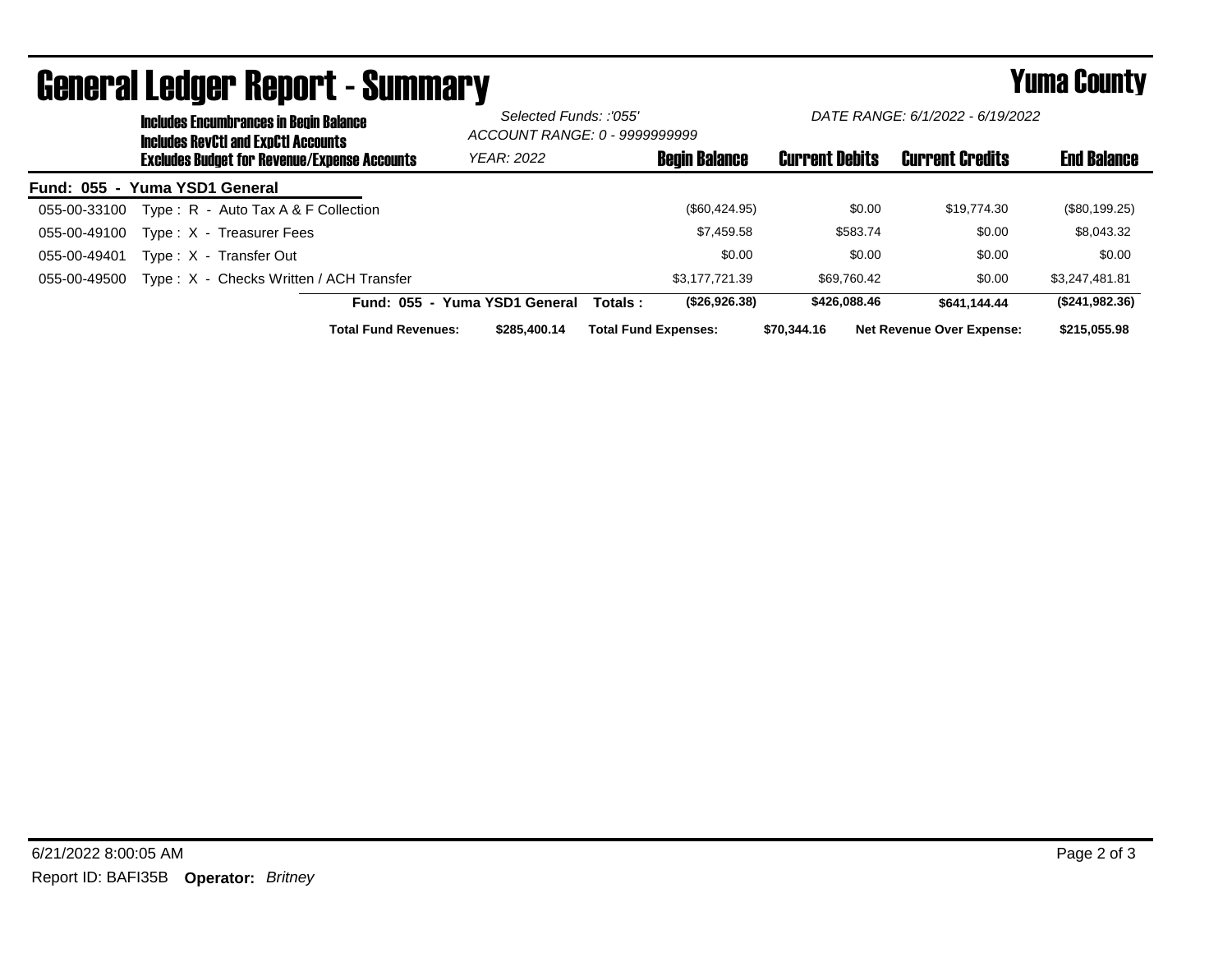# General Ledger Report - Summary

## Yuma County

**Includes Encumbrances in Begin Balance**
**Includes RevCtl and ExpCtl Accounts**
**Excludes Budget for Revenue/Expense Accounts**

*Selected Funds: :'055'*
*ACCOUNT RANGE: 0 - 9999999999*
*YEAR: 2022*

*DATE RANGE: 6/1/2022 - 6/19/2022*

**Fund: 055 - Yuma YSD1 General**

| Account | Description | Begin Balance | Current Debits | Current Credits | End Balance |
|---|---|---|---|---|---|
| 055-00-33100 | Type : R - Auto Tax A & F Collection | ($60,424.95) | $0.00 | $19,774.30 | ($80,199.25) |
| 055-00-49100 | Type : X - Treasurer Fees | $7,459.58 | $583.74 | $0.00 | $8,043.32 |
| 055-00-49401 | Type : X - Transfer Out | $0.00 | $0.00 | $0.00 | $0.00 |
| 055-00-49500 | Type : X - Checks Written / ACH Transfer | $3,177,721.39 | $69,760.42 | $0.00 | $3,247,481.81 |
| | **Fund: 055 - Yuma YSD1 General Totals :** | **($26,926.38)** | **$426,088.46** | **$641,144.44** | **($241,982.36)** |

**Total Fund Revenues:** **$285,400.14** **Total Fund Expenses:** **$70,344.16** **Net Revenue Over Expense:** **$215,055.98**

6/21/2022 8:00:05 AM

Report ID: BAFI35B **Operator:** *Britney*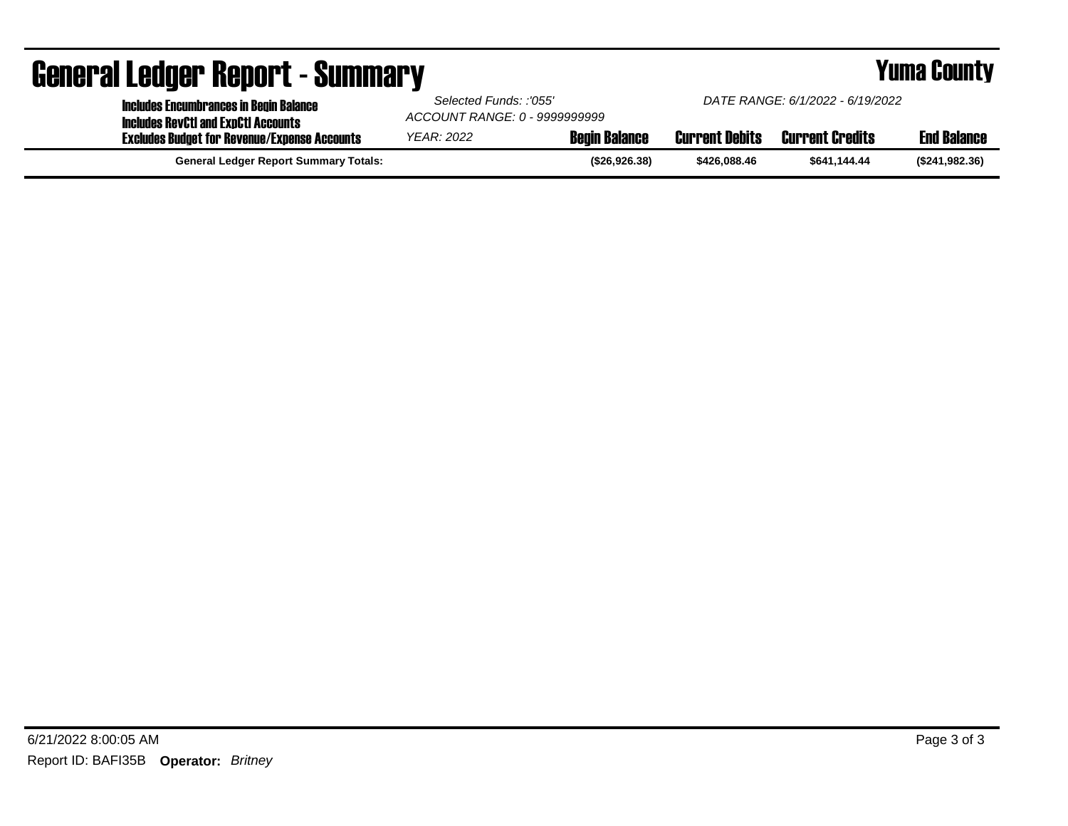# General Ledger Report - Summary

## Yuma County

**Includes Encumbrances in Begin Balance**
**Includes RevCtl and ExpCtl Accounts**
**Excludes Budget for Revenue/Expense Accounts**

*Selected Funds: :'055'*
*ACCOUNT RANGE: 0 - 9999999999*
*YEAR: 2022*

*DATE RANGE: 6/1/2022 - 6/19/2022*

| | Begin Balance | Current Debits | Current Credits | End Balance |
|---|---|---|---|---|
| **General Ledger Report Summary Totals:** | **($26,926.38)** | **$426,088.46** | **$641,144.44** | **($241,982.36)** |

6/21/2022 8:00:05 AM

Report ID: BAFI35B **Operator:** *Britney*